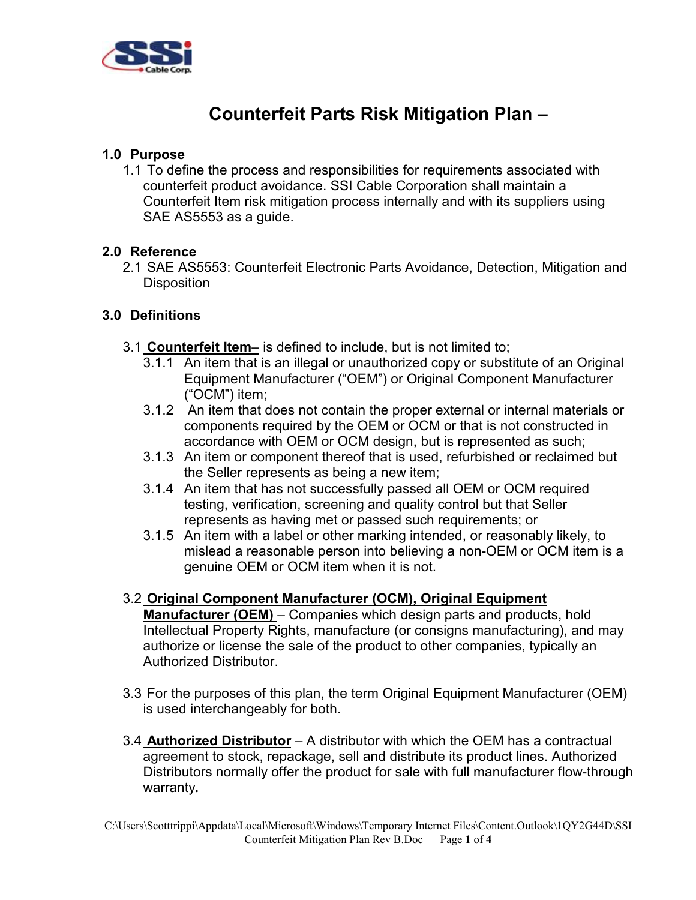# Counterfeit Parts Risk Mitigation Plan –

## 1.0 Purpose

1.1 To define the process and responsibilities for requirements associated with counterfeit product avoidance. SSI Cable Corporation shall maintain a Counterfeit Item risk mitigation process internally and with its suppliers using SAE AS5553 as a guide.

## 2.0 Reference

2.1 SAE AS5553: Counterfeit Electronic Parts Avoidance, Detection, Mitigation and Disposition

## 3.0 Definitions

3.1 **Counterfeit Item**– is defined to include, but is not limited to;

- 3.1.1 An item that is an illegal or unauthorized copy or substitute of an Original Equipment Manufacturer ("OEM") or Original Component Manufacturer ("OCM") item;
- 3.1.2 An item that does not contain the proper external or internal materials or components required by the OEM or OCM or that is not constructed in accordance with OEM or OCM design, but is represented as such;
- 3.1.3 An item or component thereof that is used, refurbished or reclaimed but the Seller represents as being a new item;
- 3.1.4 An item that has not successfully passed all OEM or OCM required testing, verification, screening and quality control but that Seller represents as having met or passed such requirements; or
- 3.1.5 An item with a label or other marking intended, or reasonably likely, to mislead a reasonable person into believing a non-OEM or OCM item is a genuine OEM or OCM item when it is not.

3.2 **Original Component Manufacturer (OCM), Original Equipment Manufacturer (OEM)** – Companies which design parts and products, hold Intellectual Property Rights, manufacture (or consigns manufacturing), and may authorize or license the sale of the product to other companies, typically an Authorized Distributor.

3.3 For the purposes of this plan, the term Original Equipment Manufacturer (OEM) is used interchangeably for both.

3.4 **Authorized Distributor** – A distributor with which the OEM has a contractual agreement to stock, repackage, sell and distribute its product lines. Authorized Distributors normally offer the product for sale with full manufacturer flow-through warranty.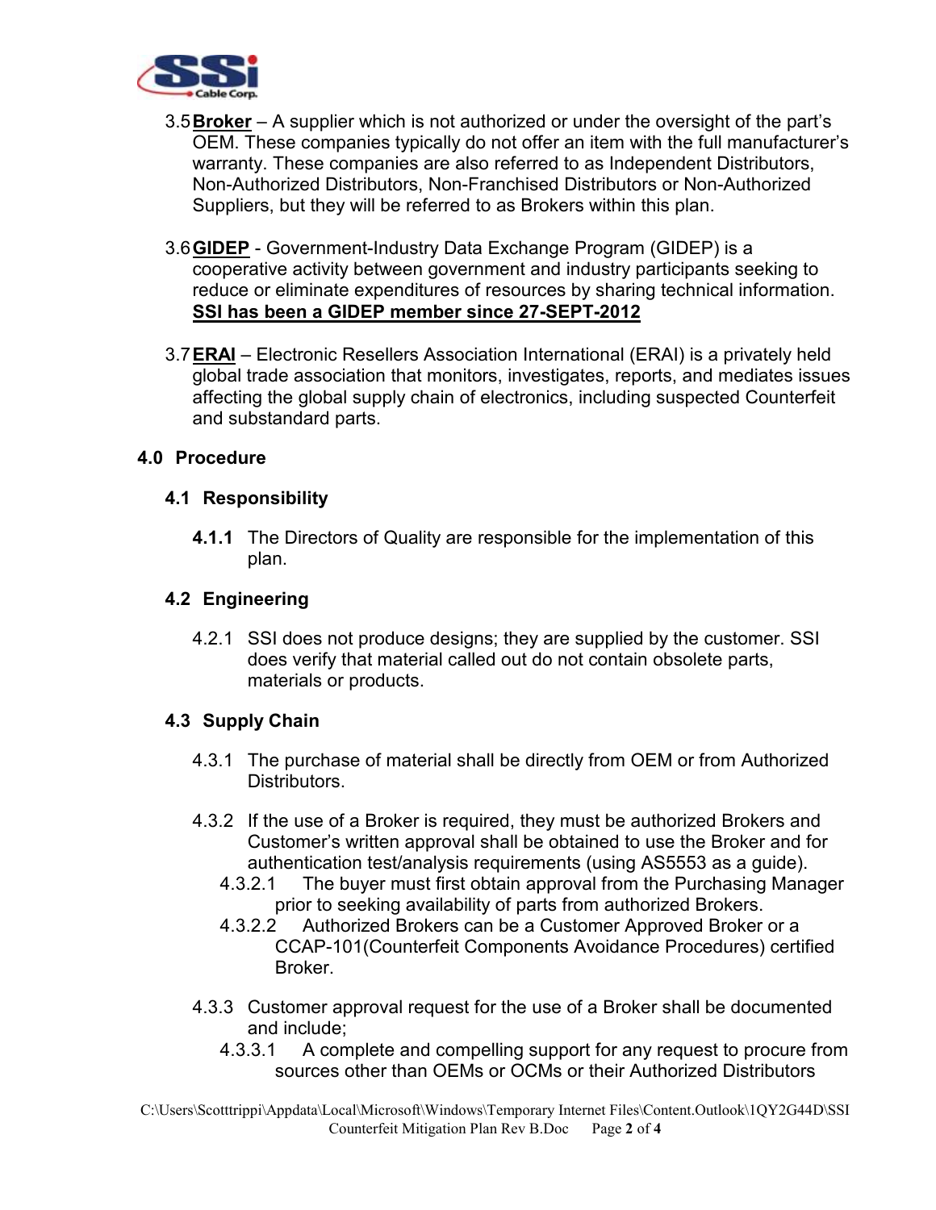3.5 **Broker** – A supplier which is not authorized or under the oversight of the part's OEM. These companies typically do not offer an item with the full manufacturer's warranty. These companies are also referred to as Independent Distributors, Non-Authorized Distributors, Non-Franchised Distributors or Non-Authorized Suppliers, but they will be referred to as Brokers within this plan.

3.6 **GIDEP** - Government-Industry Data Exchange Program (GIDEP) is a cooperative activity between government and industry participants seeking to reduce or eliminate expenditures of resources by sharing technical information. **SSI has been a GIDEP member since 27-SEPT-2012**

3.7 **ERAI** – Electronic Resellers Association International (ERAI) is a privately held global trade association that monitors, investigates, reports, and mediates issues affecting the global supply chain of electronics, including suspected Counterfeit and substandard parts.

## 4.0 Procedure

### 4.1 Responsibility

**4.1.1** The Directors of Quality are responsible for the implementation of this plan.

### 4.2 Engineering

4.2.1 SSI does not produce designs; they are supplied by the customer. SSI does verify that material called out do not contain obsolete parts, materials or products.

### 4.3 Supply Chain

4.3.1 The purchase of material shall be directly from OEM or from Authorized Distributors.

4.3.2 If the use of a Broker is required, they must be authorized Brokers and Customer's written approval shall be obtained to use the Broker and for authentication test/analysis requirements (using AS5553 as a guide).

4.3.2.1 The buyer must first obtain approval from the Purchasing Manager prior to seeking availability of parts from authorized Brokers.

4.3.2.2 Authorized Brokers can be a Customer Approved Broker or a CCAP-101(Counterfeit Components Avoidance Procedures) certified Broker.

4.3.3 Customer approval request for the use of a Broker shall be documented and include;

4.3.3.1 A complete and compelling support for any request to procure from sources other than OEMs or OCMs or their Authorized Distributors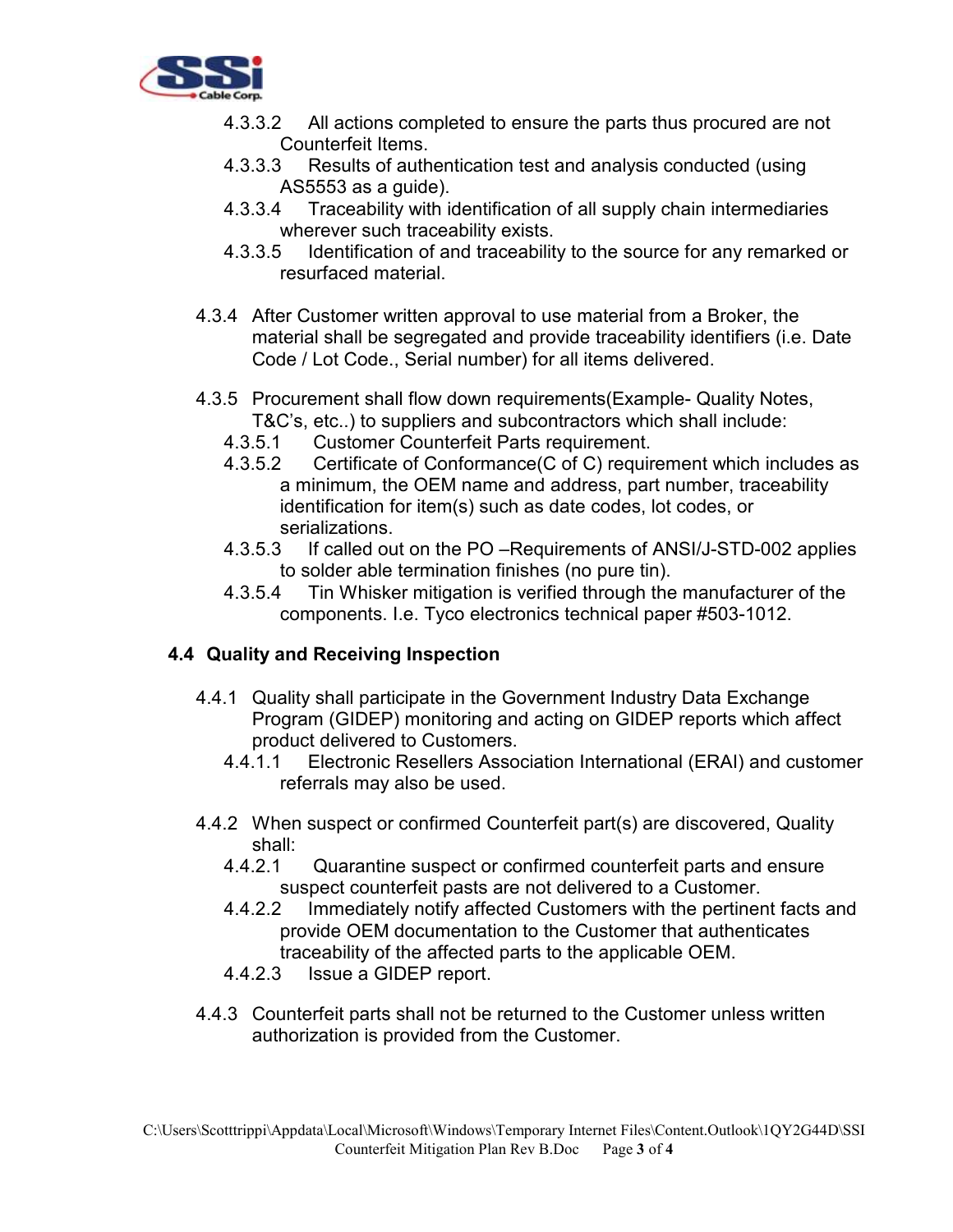4.3.3.2 All actions completed to ensure the parts thus procured are not Counterfeit Items.

4.3.3.3 Results of authentication test and analysis conducted (using AS5553 as a guide).

4.3.3.4 Traceability with identification of all supply chain intermediaries wherever such traceability exists.

4.3.3.5 Identification of and traceability to the source for any remarked or resurfaced material.

4.3.4 After Customer written approval to use material from a Broker, the material shall be segregated and provide traceability identifiers (i.e. Date Code / Lot Code., Serial number) for all items delivered.

4.3.5 Procurement shall flow down requirements(Example- Quality Notes, T&C's, etc..) to suppliers and subcontractors which shall include:

4.3.5.1 Customer Counterfeit Parts requirement.

4.3.5.2 Certificate of Conformance(C of C) requirement which includes as a minimum, the OEM name and address, part number, traceability identification for item(s) such as date codes, lot codes, or serializations.

4.3.5.3 If called out on the PO –Requirements of ANSI/J-STD-002 applies to solder able termination finishes (no pure tin).

4.3.5.4 Tin Whisker mitigation is verified through the manufacturer of the components. I.e. Tyco electronics technical paper #503-1012.

## 4.4 Quality and Receiving Inspection

4.4.1 Quality shall participate in the Government Industry Data Exchange Program (GIDEP) monitoring and acting on GIDEP reports which affect product delivered to Customers.

4.4.1.1 Electronic Resellers Association International (ERAI) and customer referrals may also be used.

4.4.2 When suspect or confirmed Counterfeit part(s) are discovered, Quality shall:

4.4.2.1 Quarantine suspect or confirmed counterfeit parts and ensure suspect counterfeit pasts are not delivered to a Customer.

4.4.2.2 Immediately notify affected Customers with the pertinent facts and provide OEM documentation to the Customer that authenticates traceability of the affected parts to the applicable OEM.

4.4.2.3 Issue a GIDEP report.

4.4.3 Counterfeit parts shall not be returned to the Customer unless written authorization is provided from the Customer.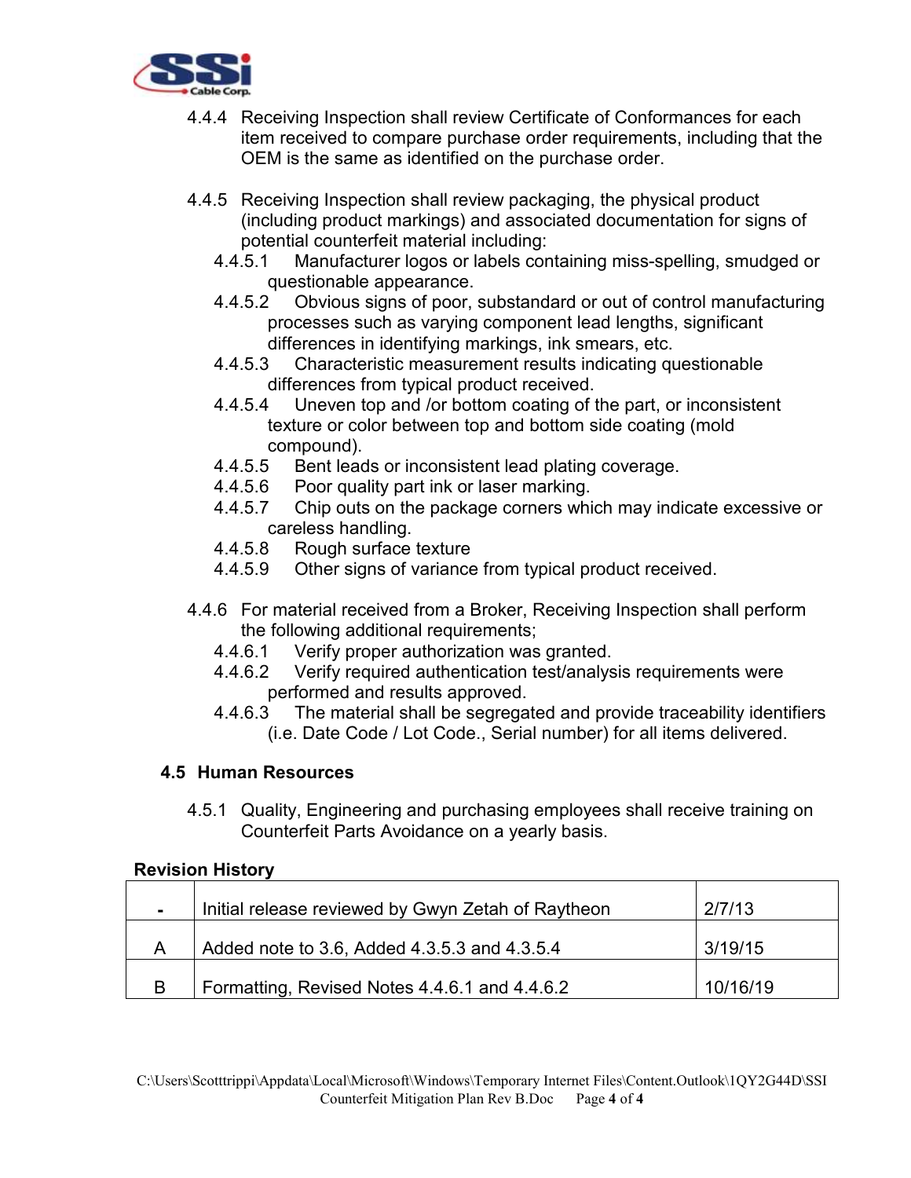4.4.4 Receiving Inspection shall review Certificate of Conformances for each item received to compare purchase order requirements, including that the OEM is the same as identified on the purchase order.

4.4.5 Receiving Inspection shall review packaging, the physical product (including product markings) and associated documentation for signs of potential counterfeit material including:

4.4.5.1 Manufacturer logos or labels containing miss-spelling, smudged or questionable appearance.

4.4.5.2 Obvious signs of poor, substandard or out of control manufacturing processes such as varying component lead lengths, significant differences in identifying markings, ink smears, etc.

4.4.5.3 Characteristic measurement results indicating questionable differences from typical product received.

4.4.5.4 Uneven top and /or bottom coating of the part, or inconsistent texture or color between top and bottom side coating (mold compound).

4.4.5.5 Bent leads or inconsistent lead plating coverage.

4.4.5.6 Poor quality part ink or laser marking.

4.4.5.7 Chip outs on the package corners which may indicate excessive or careless handling.

4.4.5.8 Rough surface texture

4.4.5.9 Other signs of variance from typical product received.

4.4.6 For material received from a Broker, Receiving Inspection shall perform the following additional requirements;

4.4.6.1 Verify proper authorization was granted.

4.4.6.2 Verify required authentication test/analysis requirements were performed and results approved.

4.4.6.3 The material shall be segregated and provide traceability identifiers (i.e. Date Code / Lot Code., Serial number) for all items delivered.

### 4.5 Human Resources

4.5.1 Quality, Engineering and purchasing employees shall receive training on Counterfeit Parts Avoidance on a yearly basis.

**Revision History**

| | | |
|---|---|---|
| - | Initial release reviewed by Gwyn Zetah of Raytheon | 2/7/13 |
| A | Added note to 3.6, Added 4.3.5.3 and 4.3.5.4 | 3/19/15 |
| B | Formatting, Revised Notes 4.4.6.1 and 4.4.6.2 | 10/16/19 |